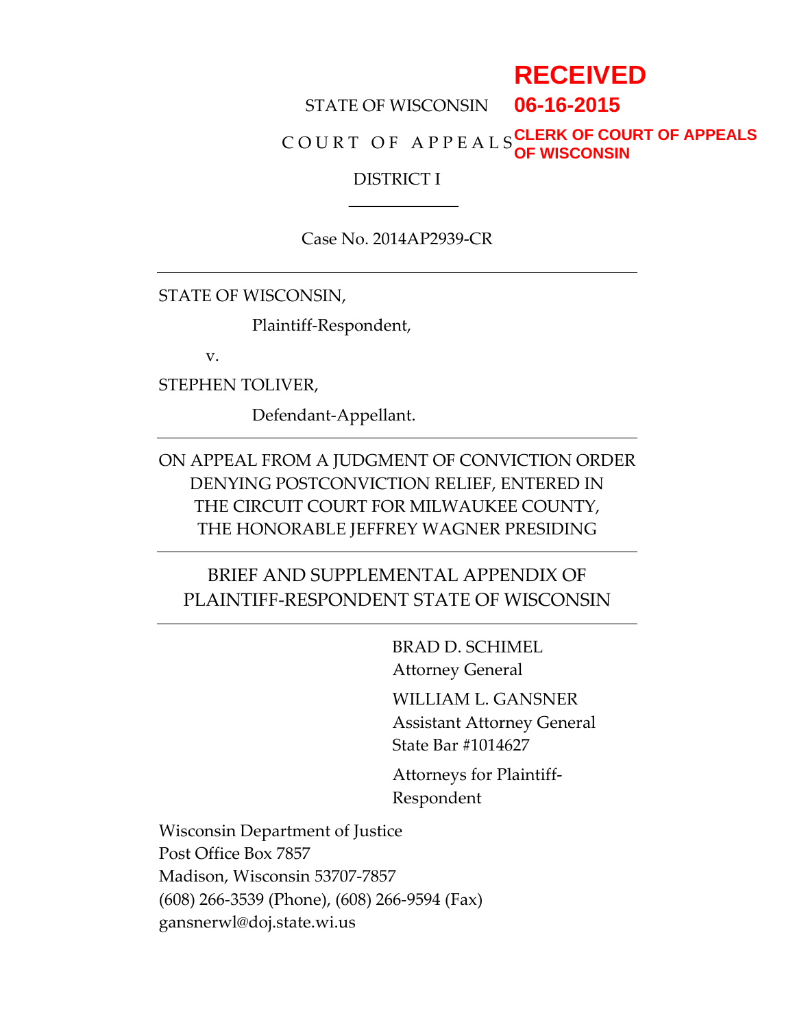RECEIVED
06-16-2015
CLERK OF COURT OF APPEALS
OF WISCONSIN

STATE OF WISCONSIN

COURT OF APPEALS

DISTRICT I

---

Case No. 2014AP2939-CR

---

STATE OF WISCONSIN,

Plaintiff-Respondent,

v.

STEPHEN TOLIVER,

Defendant-Appellant.

---

ON APPEAL FROM A JUDGMENT OF CONVICTION ORDER DENYING POSTCONVICTION RELIEF, ENTERED IN THE CIRCUIT COURT FOR MILWAUKEE COUNTY, THE HONORABLE JEFFREY WAGNER PRESIDING

---

BRIEF AND SUPPLEMENTAL APPENDIX OF PLAINTIFF-RESPONDENT STATE OF WISCONSIN

---

BRAD D. SCHIMEL
Attorney General

WILLIAM L. GANSNER
Assistant Attorney General
State Bar #1014627

Attorneys for Plaintiff-Respondent

Wisconsin Department of Justice
Post Office Box 7857
Madison, Wisconsin 53707-7857
(608) 266-3539 (Phone), (608) 266-9594 (Fax)
gansnerwl@doj.state.wi.us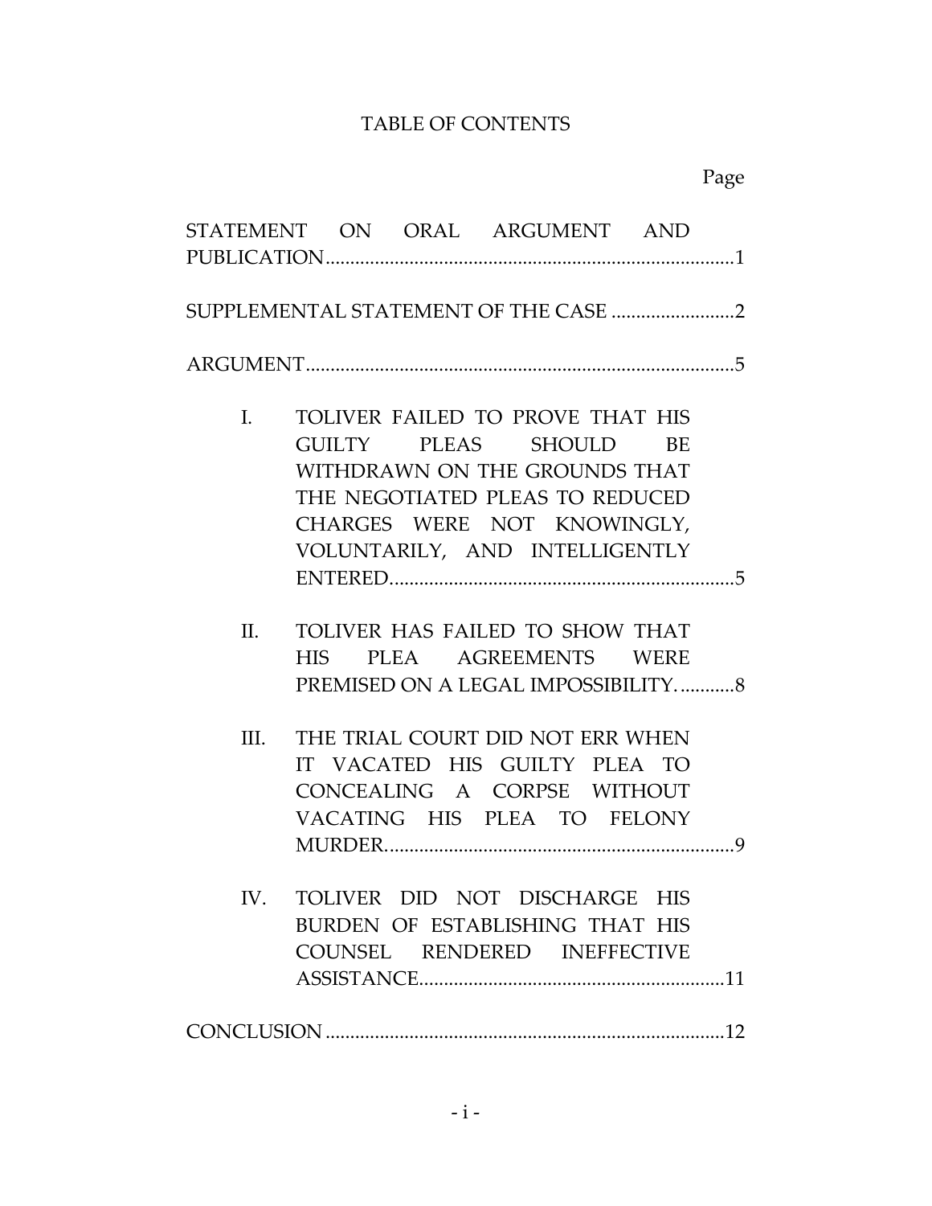# TABLE OF CONTENTS

| | Page |
|---|---|
| STATEMENT ON ORAL ARGUMENT AND PUBLICATION | 1 |
| SUPPLEMENTAL STATEMENT OF THE CASE | 2 |
| ARGUMENT | 5 |
| I. TOLIVER FAILED TO PROVE THAT HIS GUILTY PLEAS SHOULD BE WITHDRAWN ON THE GROUNDS THAT THE NEGOTIATED PLEAS TO REDUCED CHARGES WERE NOT KNOWINGLY, VOLUNTARILY, AND INTELLIGENTLY ENTERED. | 5 |
| II. TOLIVER HAS FAILED TO SHOW THAT HIS PLEA AGREEMENTS WERE PREMISED ON A LEGAL IMPOSSIBILITY. | 8 |
| III. THE TRIAL COURT DID NOT ERR WHEN IT VACATED HIS GUILTY PLEA TO CONCEALING A CORPSE WITHOUT VACATING HIS PLEA TO FELONY MURDER. | 9 |
| IV. TOLIVER DID NOT DISCHARGE HIS BURDEN OF ESTABLISHING THAT HIS COUNSEL RENDERED INEFFECTIVE ASSISTANCE. | 11 |
| CONCLUSION | 12 |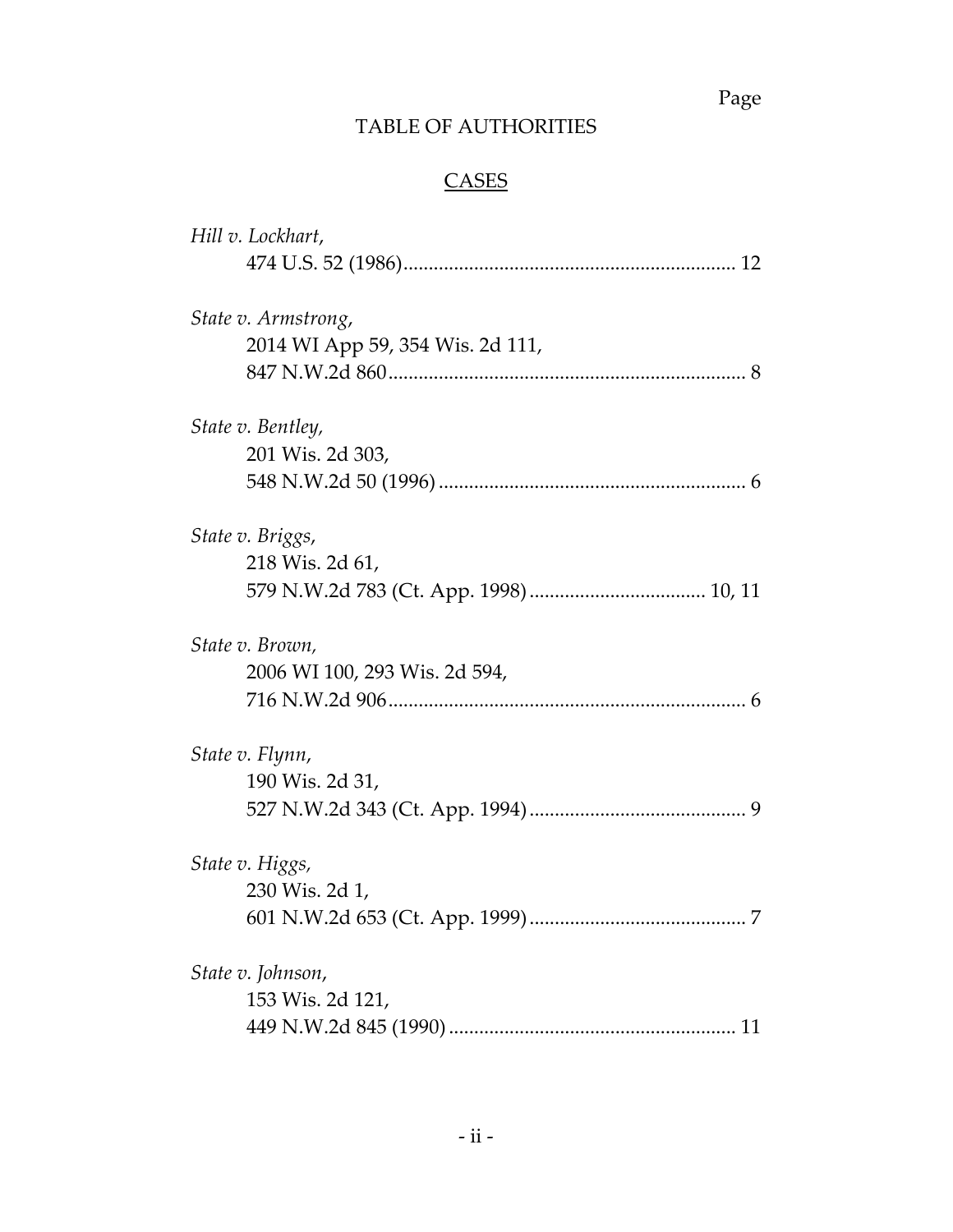Page

# TABLE OF AUTHORITIES

## CASES

*Hill v. Lockhart*,
474 U.S. 52 (1986) ................................................................. 12

*State v. Armstrong*,
2014 WI App 59, 354 Wis. 2d 111,
847 N.W.2d 860 ...................................................................... 8

*State v. Bentley,*
201 Wis. 2d 303,
548 N.W.2d 50 (1996) ............................................................ 6

*State v. Briggs*,
218 Wis. 2d 61,
579 N.W.2d 783 (Ct. App. 1998) .................................. 10, 11

*State v. Brown,*
2006 WI 100, 293 Wis. 2d 594,
716 N.W.2d 906 ...................................................................... 6

*State v. Flynn*,
190 Wis. 2d 31,
527 N.W.2d 343 (Ct. App. 1994) .......................................... 9

*State v. Higgs,*
230 Wis. 2d 1,
601 N.W.2d 653 (Ct. App. 1999) .......................................... 7

*State v. Johnson*,
153 Wis. 2d 121,
449 N.W.2d 845 (1990) ........................................................ 11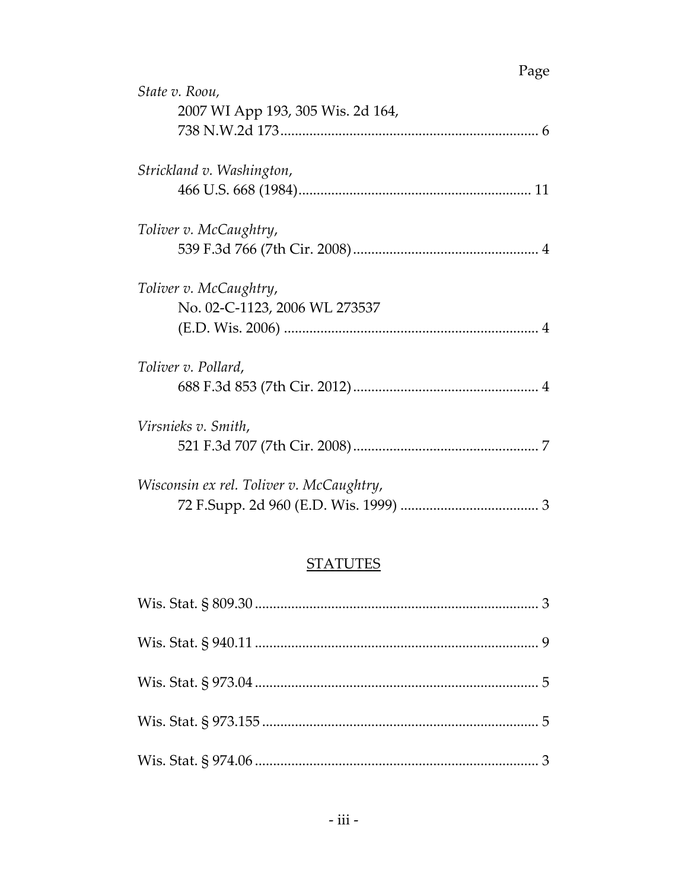Page

*State v. Roou*,
2007 WI App 193, 305 Wis. 2d 164,
738 N.W.2d 173 ........................................................................ 6

*Strickland v. Washington*,
466 U.S. 668 (1984) ................................................................ 11

*Toliver v. McCaughtry*,
539 F.3d 766 (7th Cir. 2008) .................................................. 4

*Toliver v. McCaughtry*,
No. 02-C-1123, 2006 WL 273537
(E.D. Wis. 2006) ...................................................................... 4

*Toliver v. Pollard*,
688 F.3d 853 (7th Cir. 2012) .................................................. 4

*Virsnieks v. Smith*,
521 F.3d 707 (7th Cir. 2008) .................................................. 7

*Wisconsin ex rel. Toliver v. McCaughtry*,
72 F.Supp. 2d 960 (E.D. Wis. 1999) ..................................... 3

## STATUTES

Wis. Stat. § 809.30 .............................................................................. 3

Wis. Stat. § 940.11 .............................................................................. 9

Wis. Stat. § 973.04 .............................................................................. 5

Wis. Stat. § 973.155 ............................................................................ 5

Wis. Stat. § 974.06 .............................................................................. 3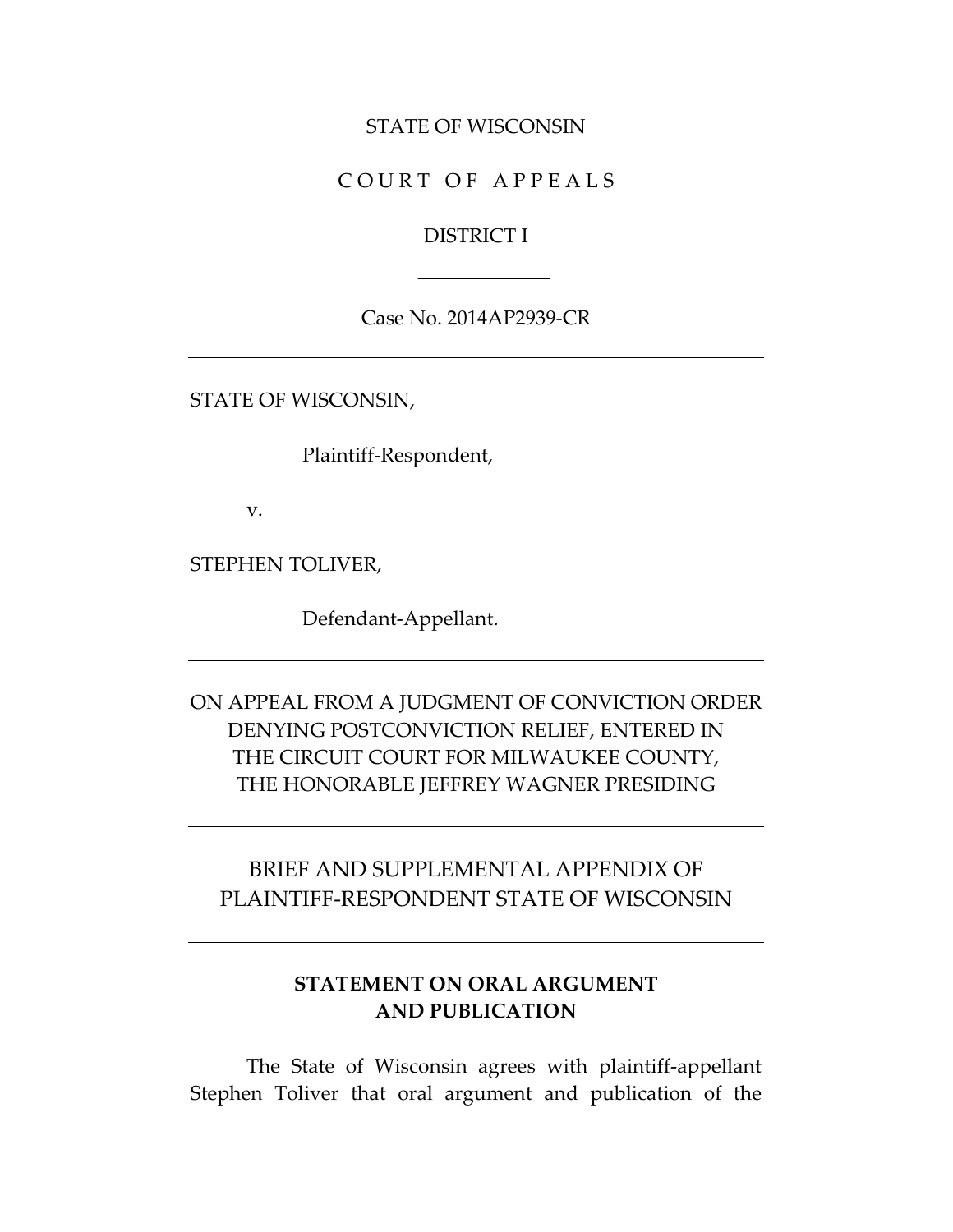STATE OF WISCONSIN

C O U R T   O F   A P P E A L S

DISTRICT I

---

Case No. 2014AP2939-CR

---

STATE OF WISCONSIN,

Plaintiff-Respondent,

v.

STEPHEN TOLIVER,

Defendant-Appellant.

---

ON APPEAL FROM A JUDGMENT OF CONVICTION ORDER DENYING POSTCONVICTION RELIEF, ENTERED IN THE CIRCUIT COURT FOR MILWAUKEE COUNTY, THE HONORABLE JEFFREY WAGNER PRESIDING

---

BRIEF AND SUPPLEMENTAL APPENDIX OF PLAINTIFF-RESPONDENT STATE OF WISCONSIN

---

**STATEMENT ON ORAL ARGUMENT AND PUBLICATION**

The State of Wisconsin agrees with plaintiff-appellant Stephen Toliver that oral argument and publication of the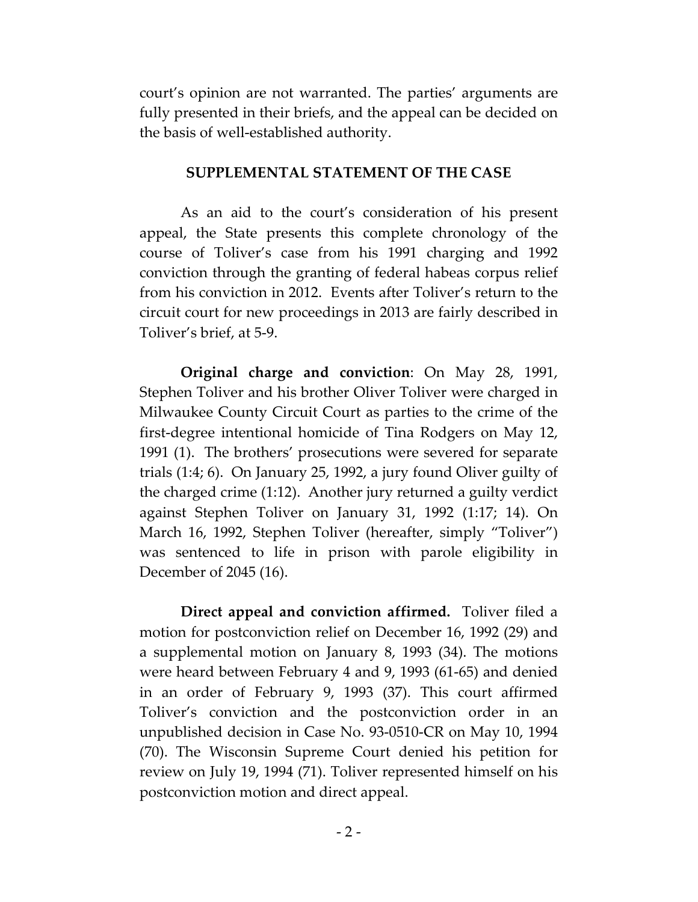court's opinion are not warranted. The parties' arguments are fully presented in their briefs, and the appeal can be decided on the basis of well-established authority.

## SUPPLEMENTAL STATEMENT OF THE CASE

As an aid to the court's consideration of his present appeal, the State presents this complete chronology of the course of Toliver's case from his 1991 charging and 1992 conviction through the granting of federal habeas corpus relief from his conviction in 2012. Events after Toliver's return to the circuit court for new proceedings in 2013 are fairly described in Toliver's brief, at 5-9.

**Original charge and conviction**: On May 28, 1991, Stephen Toliver and his brother Oliver Toliver were charged in Milwaukee County Circuit Court as parties to the crime of the first-degree intentional homicide of Tina Rodgers on May 12, 1991 (1). The brothers' prosecutions were severed for separate trials (1:4; 6). On January 25, 1992, a jury found Oliver guilty of the charged crime (1:12). Another jury returned a guilty verdict against Stephen Toliver on January 31, 1992 (1:17; 14). On March 16, 1992, Stephen Toliver (hereafter, simply "Toliver") was sentenced to life in prison with parole eligibility in December of 2045 (16).

**Direct appeal and conviction affirmed.** Toliver filed a motion for postconviction relief on December 16, 1992 (29) and a supplemental motion on January 8, 1993 (34). The motions were heard between February 4 and 9, 1993 (61-65) and denied in an order of February 9, 1993 (37). This court affirmed Toliver's conviction and the postconviction order in an unpublished decision in Case No. 93-0510-CR on May 10, 1994 (70). The Wisconsin Supreme Court denied his petition for review on July 19, 1994 (71). Toliver represented himself on his postconviction motion and direct appeal.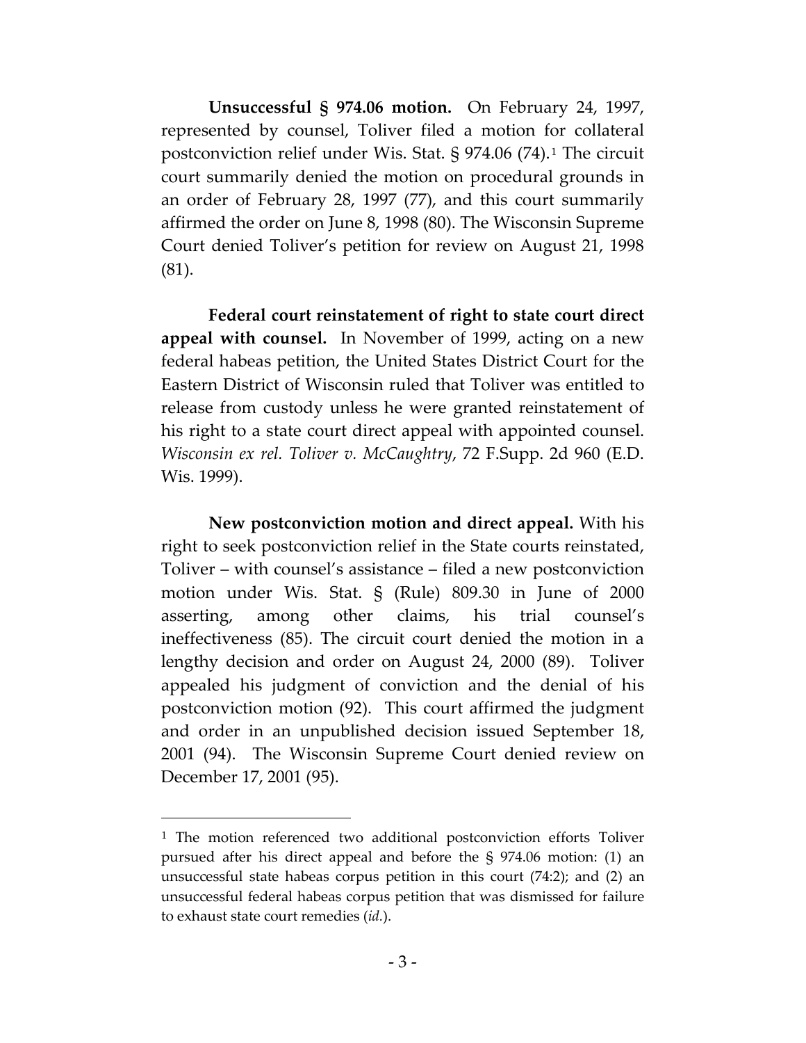**Unsuccessful § 974.06 motion.** On February 24, 1997, represented by counsel, Toliver filed a motion for collateral postconviction relief under Wis. Stat. § 974.06 (74).[1] The circuit court summarily denied the motion on procedural grounds in an order of February 28, 1997 (77), and this court summarily affirmed the order on June 8, 1998 (80). The Wisconsin Supreme Court denied Toliver's petition for review on August 21, 1998 (81).

**Federal court reinstatement of right to state court direct appeal with counsel.** In November of 1999, acting on a new federal habeas petition, the United States District Court for the Eastern District of Wisconsin ruled that Toliver was entitled to release from custody unless he were granted reinstatement of his right to a state court direct appeal with appointed counsel. *Wisconsin ex rel. Toliver v. McCaughtry*, 72 F.Supp. 2d 960 (E.D. Wis. 1999).

**New postconviction motion and direct appeal.** With his right to seek postconviction relief in the State courts reinstated, Toliver – with counsel's assistance – filed a new postconviction motion under Wis. Stat. § (Rule) 809.30 in June of 2000 asserting, among other claims, his trial counsel's ineffectiveness (85). The circuit court denied the motion in a lengthy decision and order on August 24, 2000 (89). Toliver appealed his judgment of conviction and the denial of his postconviction motion (92). This court affirmed the judgment and order in an unpublished decision issued September 18, 2001 (94). The Wisconsin Supreme Court denied review on December 17, 2001 (95).

[1] The motion referenced two additional postconviction efforts Toliver pursued after his direct appeal and before the § 974.06 motion: (1) an unsuccessful state habeas corpus petition in this court (74:2); and (2) an unsuccessful federal habeas corpus petition that was dismissed for failure to exhaust state court remedies (*id.*).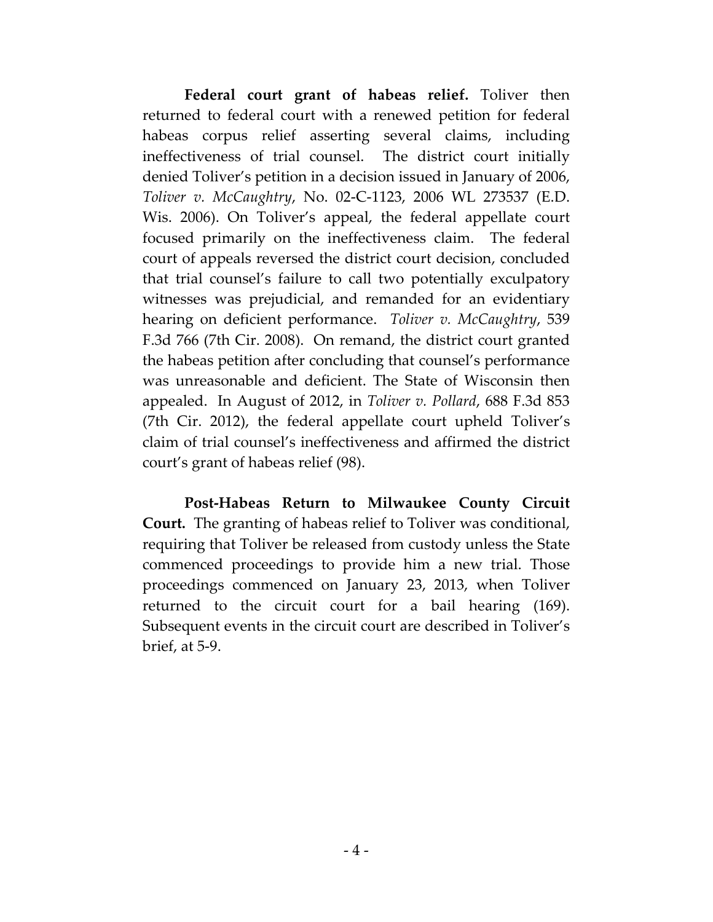**Federal court grant of habeas relief.** Toliver then returned to federal court with a renewed petition for federal habeas corpus relief asserting several claims, including ineffectiveness of trial counsel. The district court initially denied Toliver's petition in a decision issued in January of 2006, *Toliver v. McCaughtry*, No. 02-C-1123, 2006 WL 273537 (E.D. Wis. 2006). On Toliver's appeal, the federal appellate court focused primarily on the ineffectiveness claim. The federal court of appeals reversed the district court decision, concluded that trial counsel's failure to call two potentially exculpatory witnesses was prejudicial, and remanded for an evidentiary hearing on deficient performance. *Toliver v. McCaughtry*, 539 F.3d 766 (7th Cir. 2008). On remand, the district court granted the habeas petition after concluding that counsel's performance was unreasonable and deficient. The State of Wisconsin then appealed. In August of 2012, in *Toliver v. Pollard*, 688 F.3d 853 (7th Cir. 2012), the federal appellate court upheld Toliver's claim of trial counsel's ineffectiveness and affirmed the district court's grant of habeas relief (98).

**Post-Habeas Return to Milwaukee County Circuit Court.** The granting of habeas relief to Toliver was conditional, requiring that Toliver be released from custody unless the State commenced proceedings to provide him a new trial. Those proceedings commenced on January 23, 2013, when Toliver returned to the circuit court for a bail hearing (169). Subsequent events in the circuit court are described in Toliver's brief, at 5-9.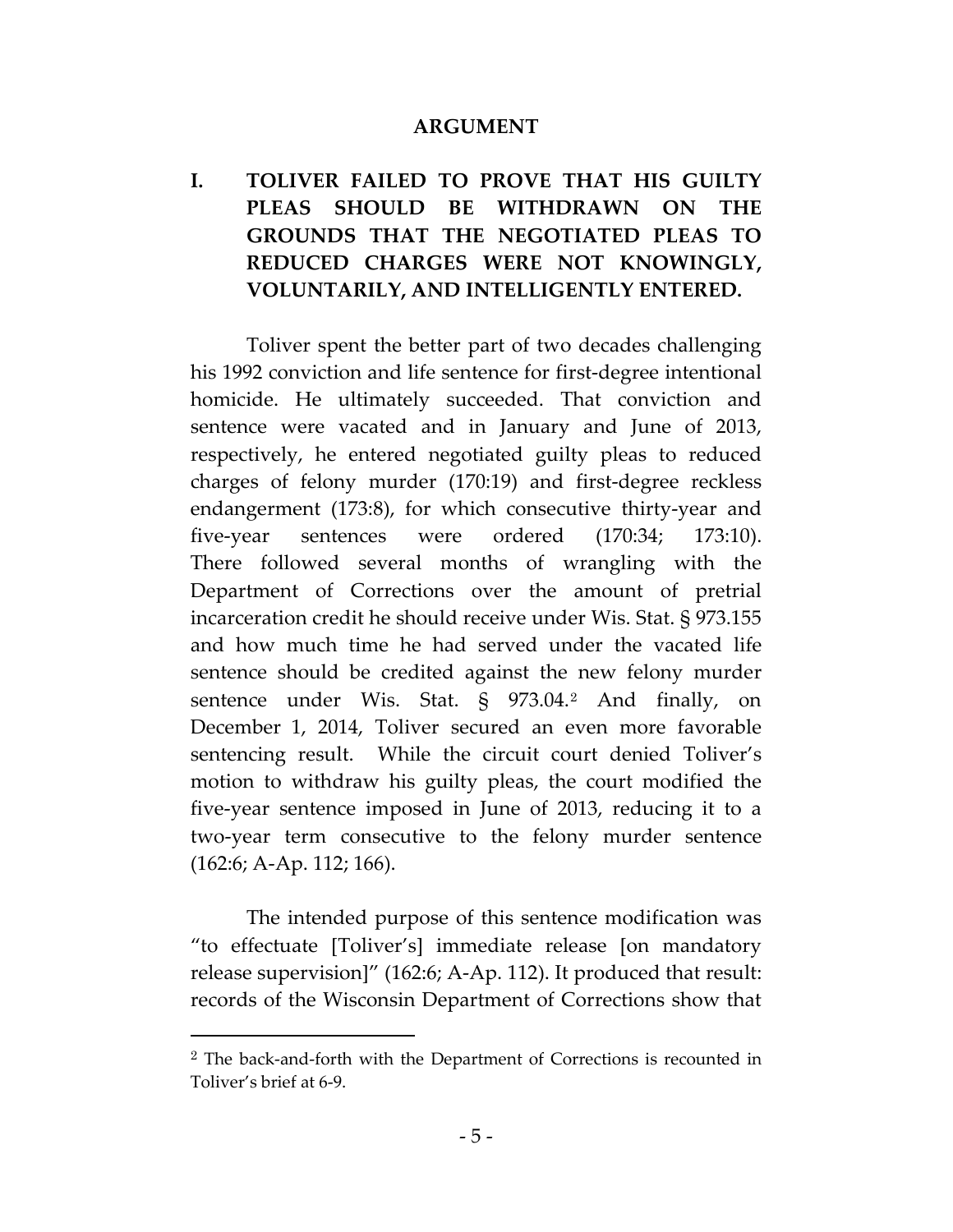## ARGUMENT

### I. TOLIVER FAILED TO PROVE THAT HIS GUILTY PLEAS SHOULD BE WITHDRAWN ON THE GROUNDS THAT THE NEGOTIATED PLEAS TO REDUCED CHARGES WERE NOT KNOWINGLY, VOLUNTARILY, AND INTELLIGENTLY ENTERED.

Toliver spent the better part of two decades challenging his 1992 conviction and life sentence for first-degree intentional homicide. He ultimately succeeded. That conviction and sentence were vacated and in January and June of 2013, respectively, he entered negotiated guilty pleas to reduced charges of felony murder (170:19) and first-degree reckless endangerment (173:8), for which consecutive thirty-year and five-year sentences were ordered (170:34; 173:10). There followed several months of wrangling with the Department of Corrections over the amount of pretrial incarceration credit he should receive under Wis. Stat. § 973.155 and how much time he had served under the vacated life sentence should be credited against the new felony murder sentence under Wis. Stat. § 973.04.[2] And finally, on December 1, 2014, Toliver secured an even more favorable sentencing result. While the circuit court denied Toliver's motion to withdraw his guilty pleas, the court modified the five-year sentence imposed in June of 2013, reducing it to a two-year term consecutive to the felony murder sentence (162:6; A-Ap. 112; 166).

The intended purpose of this sentence modification was "to effectuate [Toliver's] immediate release [on mandatory release supervision]" (162:6; A-Ap. 112). It produced that result: records of the Wisconsin Department of Corrections show that

---

[2] The back-and-forth with the Department of Corrections is recounted in Toliver's brief at 6-9.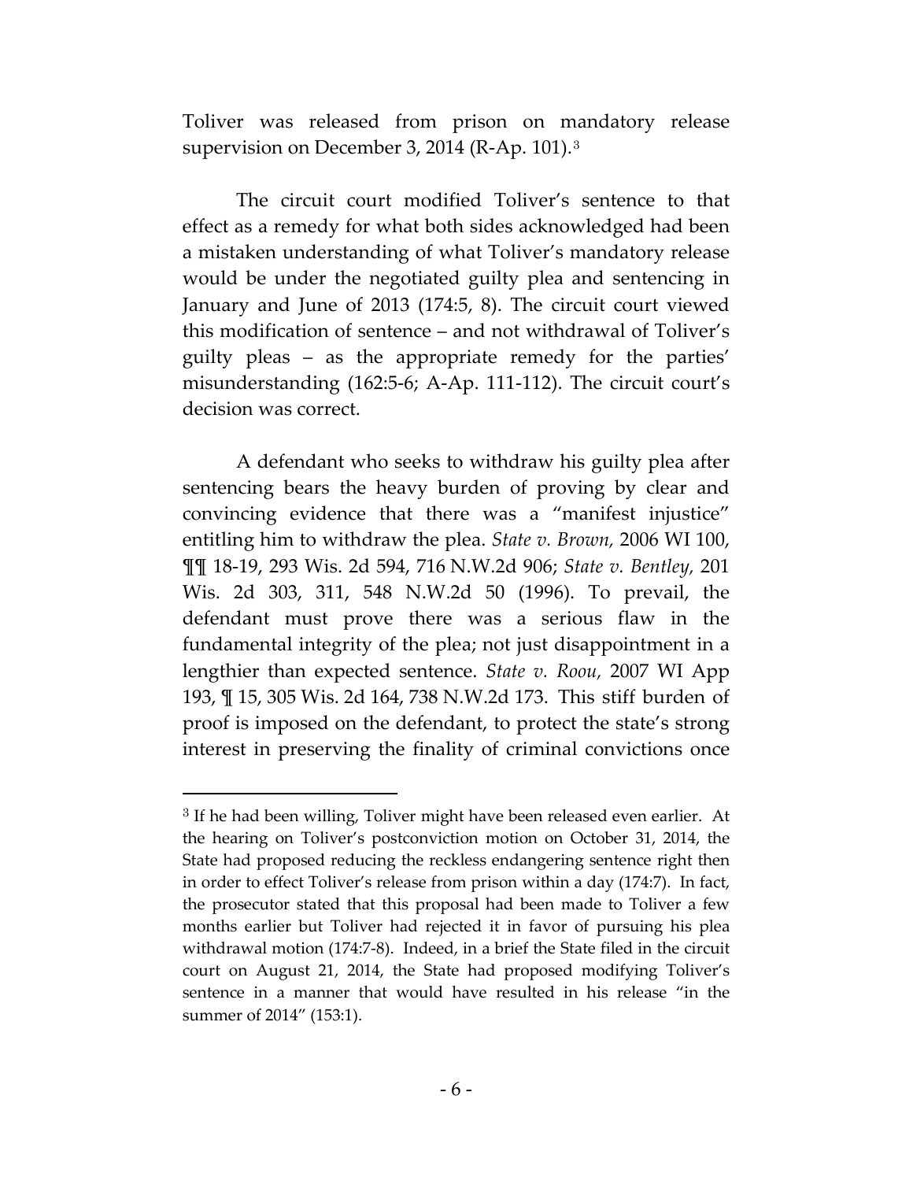Toliver was released from prison on mandatory release supervision on December 3, 2014 (R-Ap. 101).[3]

The circuit court modified Toliver's sentence to that effect as a remedy for what both sides acknowledged had been a mistaken understanding of what Toliver's mandatory release would be under the negotiated guilty plea and sentencing in January and June of 2013 (174:5, 8). The circuit court viewed this modification of sentence – and not withdrawal of Toliver's guilty pleas – as the appropriate remedy for the parties' misunderstanding (162:5-6; A-Ap. 111-112). The circuit court's decision was correct.

A defendant who seeks to withdraw his guilty plea after sentencing bears the heavy burden of proving by clear and convincing evidence that there was a "manifest injustice" entitling him to withdraw the plea. *State v. Brown,* 2006 WI 100, ¶¶ 18-19, 293 Wis. 2d 594, 716 N.W.2d 906; *State v. Bentley,* 201 Wis. 2d 303, 311, 548 N.W.2d 50 (1996). To prevail, the defendant must prove there was a serious flaw in the fundamental integrity of the plea; not just disappointment in a lengthier than expected sentence. *State v. Roou,* 2007 WI App 193, ¶ 15, 305 Wis. 2d 164, 738 N.W.2d 173. This stiff burden of proof is imposed on the defendant, to protect the state's strong interest in preserving the finality of criminal convictions once

---

[3] If he had been willing, Toliver might have been released even earlier. At the hearing on Toliver's postconviction motion on October 31, 2014, the State had proposed reducing the reckless endangering sentence right then in order to effect Toliver's release from prison within a day (174:7). In fact, the prosecutor stated that this proposal had been made to Toliver a few months earlier but Toliver had rejected it in favor of pursuing his plea withdrawal motion (174:7-8). Indeed, in a brief the State filed in the circuit court on August 21, 2014, the State had proposed modifying Toliver's sentence in a manner that would have resulted in his release "in the summer of 2014" (153:1).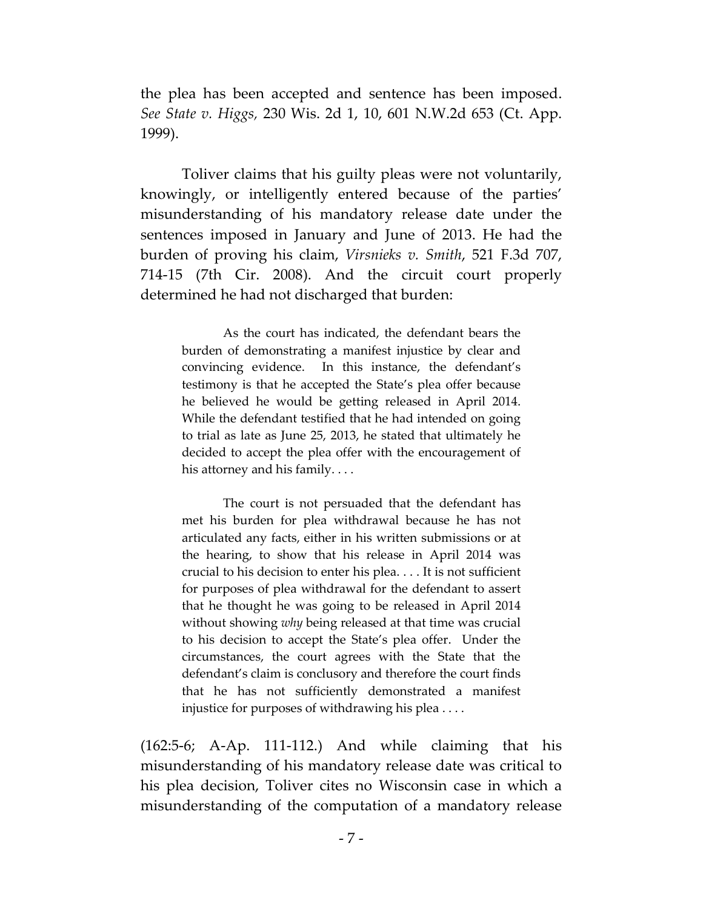the plea has been accepted and sentence has been imposed. *See State v. Higgs*, 230 Wis. 2d 1, 10, 601 N.W.2d 653 (Ct. App. 1999).

Toliver claims that his guilty pleas were not voluntarily, knowingly, or intelligently entered because of the parties' misunderstanding of his mandatory release date under the sentences imposed in January and June of 2013. He had the burden of proving his claim, *Virsnieks v. Smith*, 521 F.3d 707, 714-15 (7th Cir. 2008). And the circuit court properly determined he had not discharged that burden:

> As the court has indicated, the defendant bears the burden of demonstrating a manifest injustice by clear and convincing evidence. In this instance, the defendant's testimony is that he accepted the State's plea offer because he believed he would be getting released in April 2014. While the defendant testified that he had intended on going to trial as late as June 25, 2013, he stated that ultimately he decided to accept the plea offer with the encouragement of his attorney and his family. . . .
>
> The court is not persuaded that the defendant has met his burden for plea withdrawal because he has not articulated any facts, either in his written submissions or at the hearing, to show that his release in April 2014 was crucial to his decision to enter his plea. . . . It is not sufficient for purposes of plea withdrawal for the defendant to assert that he thought he was going to be released in April 2014 without showing *why* being released at that time was crucial to his decision to accept the State's plea offer. Under the circumstances, the court agrees with the State that the defendant's claim is conclusory and therefore the court finds that he has not sufficiently demonstrated a manifest injustice for purposes of withdrawing his plea . . . .

(162:5-6; A-Ap. 111-112.) And while claiming that his misunderstanding of his mandatory release date was critical to his plea decision, Toliver cites no Wisconsin case in which a misunderstanding of the computation of a mandatory release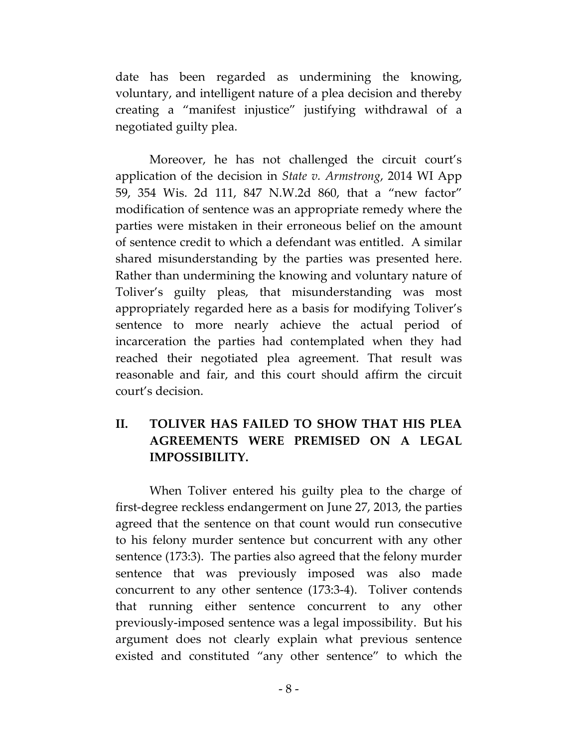date has been regarded as undermining the knowing, voluntary, and intelligent nature of a plea decision and thereby creating a "manifest injustice" justifying withdrawal of a negotiated guilty plea.

Moreover, he has not challenged the circuit court's application of the decision in *State v. Armstrong*, 2014 WI App 59, 354 Wis. 2d 111, 847 N.W.2d 860, that a "new factor" modification of sentence was an appropriate remedy where the parties were mistaken in their erroneous belief on the amount of sentence credit to which a defendant was entitled. A similar shared misunderstanding by the parties was presented here. Rather than undermining the knowing and voluntary nature of Toliver's guilty pleas, that misunderstanding was most appropriately regarded here as a basis for modifying Toliver's sentence to more nearly achieve the actual period of incarceration the parties had contemplated when they had reached their negotiated plea agreement. That result was reasonable and fair, and this court should affirm the circuit court's decision.

## II. TOLIVER HAS FAILED TO SHOW THAT HIS PLEA AGREEMENTS WERE PREMISED ON A LEGAL IMPOSSIBILITY.

When Toliver entered his guilty plea to the charge of first-degree reckless endangerment on June 27, 2013, the parties agreed that the sentence on that count would run consecutive to his felony murder sentence but concurrent with any other sentence (173:3). The parties also agreed that the felony murder sentence that was previously imposed was also made concurrent to any other sentence (173:3-4). Toliver contends that running either sentence concurrent to any other previously-imposed sentence was a legal impossibility. But his argument does not clearly explain what previous sentence existed and constituted "any other sentence" to which the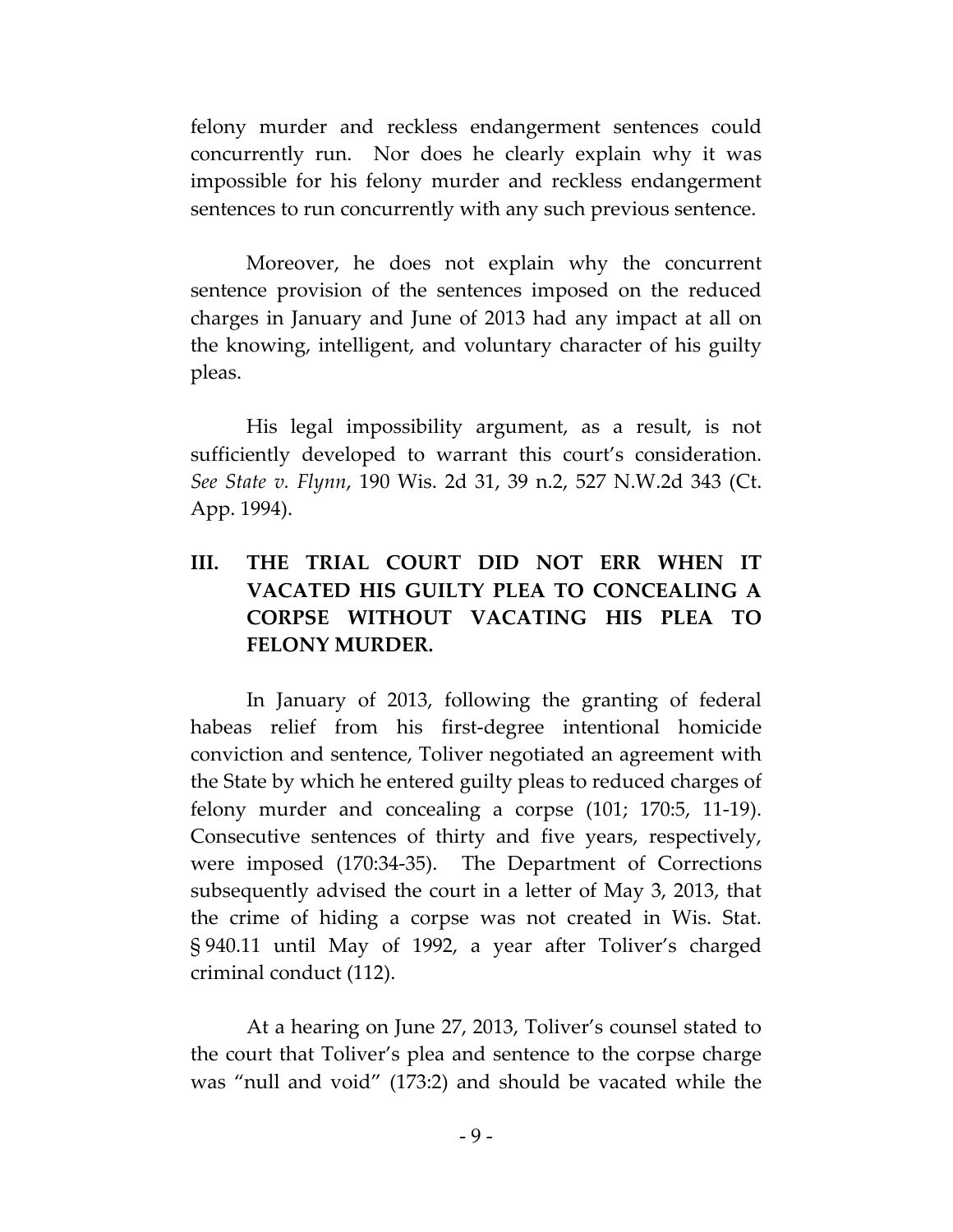felony murder and reckless endangerment sentences could concurrently run. Nor does he clearly explain why it was impossible for his felony murder and reckless endangerment sentences to run concurrently with any such previous sentence.

Moreover, he does not explain why the concurrent sentence provision of the sentences imposed on the reduced charges in January and June of 2013 had any impact at all on the knowing, intelligent, and voluntary character of his guilty pleas.

His legal impossibility argument, as a result, is not sufficiently developed to warrant this court's consideration. *See State v. Flynn*, 190 Wis. 2d 31, 39 n.2, 527 N.W.2d 343 (Ct. App. 1994).

## III. THE TRIAL COURT DID NOT ERR WHEN IT VACATED HIS GUILTY PLEA TO CONCEALING A CORPSE WITHOUT VACATING HIS PLEA TO FELONY MURDER.

In January of 2013, following the granting of federal habeas relief from his first-degree intentional homicide conviction and sentence, Toliver negotiated an agreement with the State by which he entered guilty pleas to reduced charges of felony murder and concealing a corpse (101; 170:5, 11-19). Consecutive sentences of thirty and five years, respectively, were imposed (170:34-35). The Department of Corrections subsequently advised the court in a letter of May 3, 2013, that the crime of hiding a corpse was not created in Wis. Stat. § 940.11 until May of 1992, a year after Toliver's charged criminal conduct (112).

At a hearing on June 27, 2013, Toliver's counsel stated to the court that Toliver's plea and sentence to the corpse charge was "null and void" (173:2) and should be vacated while the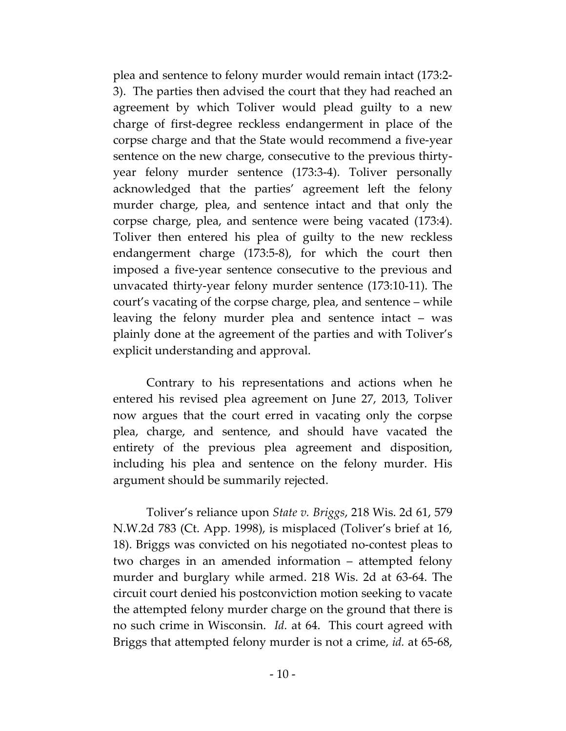plea and sentence to felony murder would remain intact (173:2-3). The parties then advised the court that they had reached an agreement by which Toliver would plead guilty to a new charge of first-degree reckless endangerment in place of the corpse charge and that the State would recommend a five-year sentence on the new charge, consecutive to the previous thirty-year felony murder sentence (173:3-4). Toliver personally acknowledged that the parties' agreement left the felony murder charge, plea, and sentence intact and that only the corpse charge, plea, and sentence were being vacated (173:4). Toliver then entered his plea of guilty to the new reckless endangerment charge (173:5-8), for which the court then imposed a five-year sentence consecutive to the previous and unvacated thirty-year felony murder sentence (173:10-11). The court's vacating of the corpse charge, plea, and sentence – while leaving the felony murder plea and sentence intact – was plainly done at the agreement of the parties and with Toliver's explicit understanding and approval.

Contrary to his representations and actions when he entered his revised plea agreement on June 27, 2013, Toliver now argues that the court erred in vacating only the corpse plea, charge, and sentence, and should have vacated the entirety of the previous plea agreement and disposition, including his plea and sentence on the felony murder. His argument should be summarily rejected.

Toliver's reliance upon *State v. Briggs*, 218 Wis. 2d 61, 579 N.W.2d 783 (Ct. App. 1998), is misplaced (Toliver's brief at 16, 18). Briggs was convicted on his negotiated no-contest pleas to two charges in an amended information – attempted felony murder and burglary while armed. 218 Wis. 2d at 63-64. The circuit court denied his postconviction motion seeking to vacate the attempted felony murder charge on the ground that there is no such crime in Wisconsin. *Id.* at 64. This court agreed with Briggs that attempted felony murder is not a crime, *id.* at 65-68,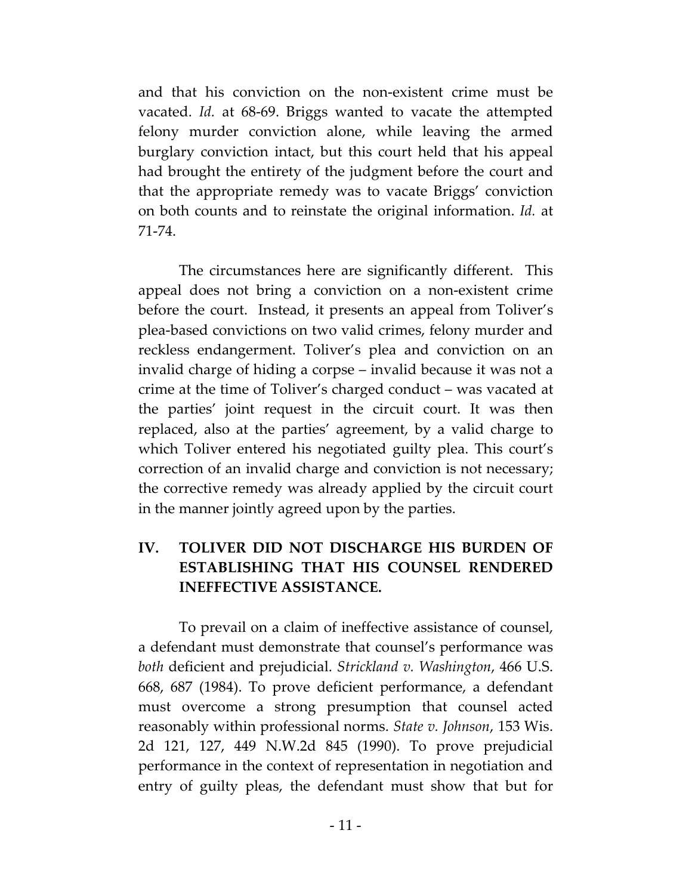and that his conviction on the non-existent crime must be vacated. *Id.* at 68-69. Briggs wanted to vacate the attempted felony murder conviction alone, while leaving the armed burglary conviction intact, but this court held that his appeal had brought the entirety of the judgment before the court and that the appropriate remedy was to vacate Briggs' conviction on both counts and to reinstate the original information. *Id.* at 71-74.

The circumstances here are significantly different. This appeal does not bring a conviction on a non-existent crime before the court. Instead, it presents an appeal from Toliver's plea-based convictions on two valid crimes, felony murder and reckless endangerment. Toliver's plea and conviction on an invalid charge of hiding a corpse – invalid because it was not a crime at the time of Toliver's charged conduct – was vacated at the parties' joint request in the circuit court. It was then replaced, also at the parties' agreement, by a valid charge to which Toliver entered his negotiated guilty plea. This court's correction of an invalid charge and conviction is not necessary; the corrective remedy was already applied by the circuit court in the manner jointly agreed upon by the parties.

## IV. TOLIVER DID NOT DISCHARGE HIS BURDEN OF ESTABLISHING THAT HIS COUNSEL RENDERED INEFFECTIVE ASSISTANCE.

To prevail on a claim of ineffective assistance of counsel, a defendant must demonstrate that counsel's performance was *both* deficient and prejudicial. *Strickland v. Washington*, 466 U.S. 668, 687 (1984). To prove deficient performance, a defendant must overcome a strong presumption that counsel acted reasonably within professional norms. *State v. Johnson*, 153 Wis. 2d 121, 127, 449 N.W.2d 845 (1990). To prove prejudicial performance in the context of representation in negotiation and entry of guilty pleas, the defendant must show that but for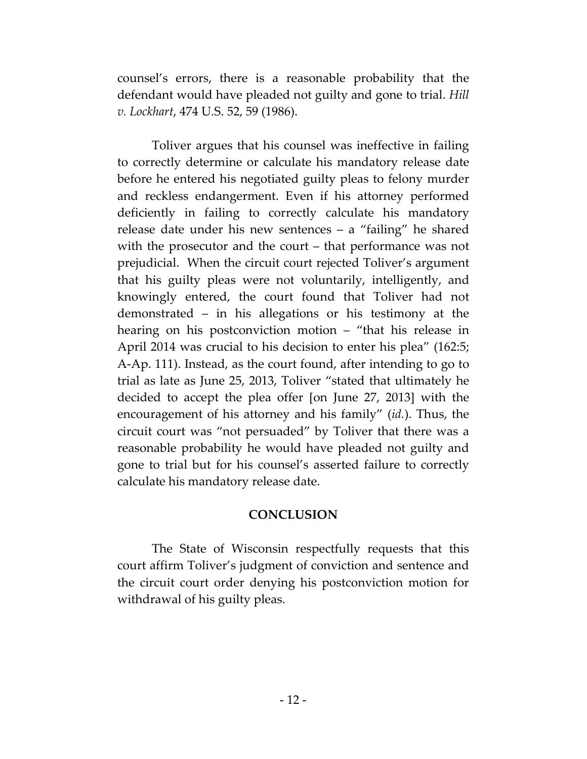counsel's errors, there is a reasonable probability that the defendant would have pleaded not guilty and gone to trial. *Hill v. Lockhart*, 474 U.S. 52, 59 (1986).

Toliver argues that his counsel was ineffective in failing to correctly determine or calculate his mandatory release date before he entered his negotiated guilty pleas to felony murder and reckless endangerment. Even if his attorney performed deficiently in failing to correctly calculate his mandatory release date under his new sentences – a "failing" he shared with the prosecutor and the court – that performance was not prejudicial. When the circuit court rejected Toliver's argument that his guilty pleas were not voluntarily, intelligently, and knowingly entered, the court found that Toliver had not demonstrated – in his allegations or his testimony at the hearing on his postconviction motion – "that his release in April 2014 was crucial to his decision to enter his plea" (162:5; A-Ap. 111). Instead, as the court found, after intending to go to trial as late as June 25, 2013, Toliver "stated that ultimately he decided to accept the plea offer [on June 27, 2013] with the encouragement of his attorney and his family" (*id.*). Thus, the circuit court was "not persuaded" by Toliver that there was a reasonable probability he would have pleaded not guilty and gone to trial but for his counsel's asserted failure to correctly calculate his mandatory release date.

## CONCLUSION

The State of Wisconsin respectfully requests that this court affirm Toliver's judgment of conviction and sentence and the circuit court order denying his postconviction motion for withdrawal of his guilty pleas.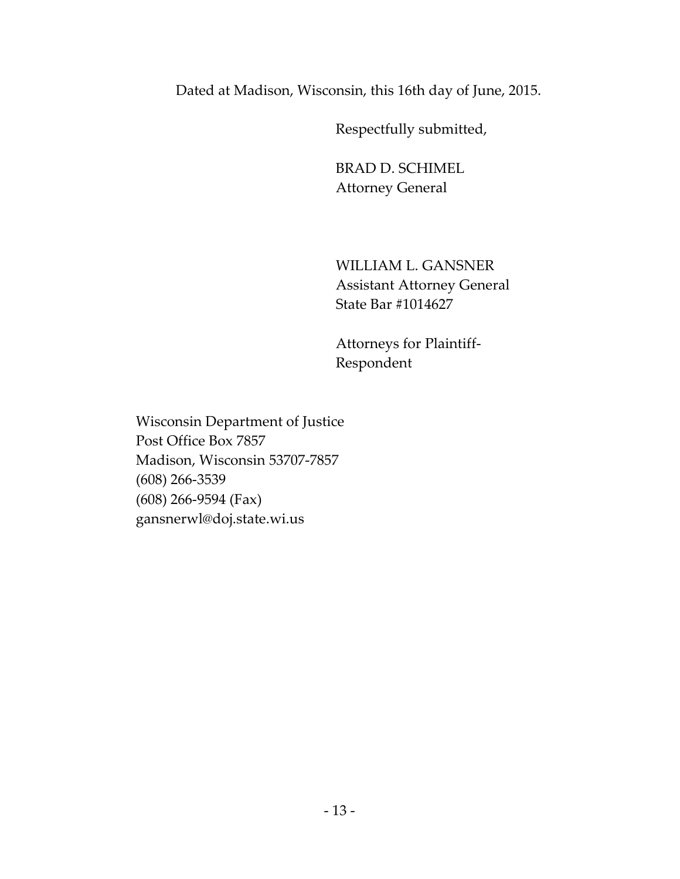Dated at Madison, Wisconsin, this 16th day of June, 2015.

Respectfully submitted,

BRAD D. SCHIMEL
Attorney General

WILLIAM L. GANSNER
Assistant Attorney General
State Bar #1014627

Attorneys for Plaintiff-Respondent

Wisconsin Department of Justice
Post Office Box 7857
Madison, Wisconsin 53707-7857
(608) 266-3539
(608) 266-9594 (Fax)
gansnerwl@doj.state.wi.us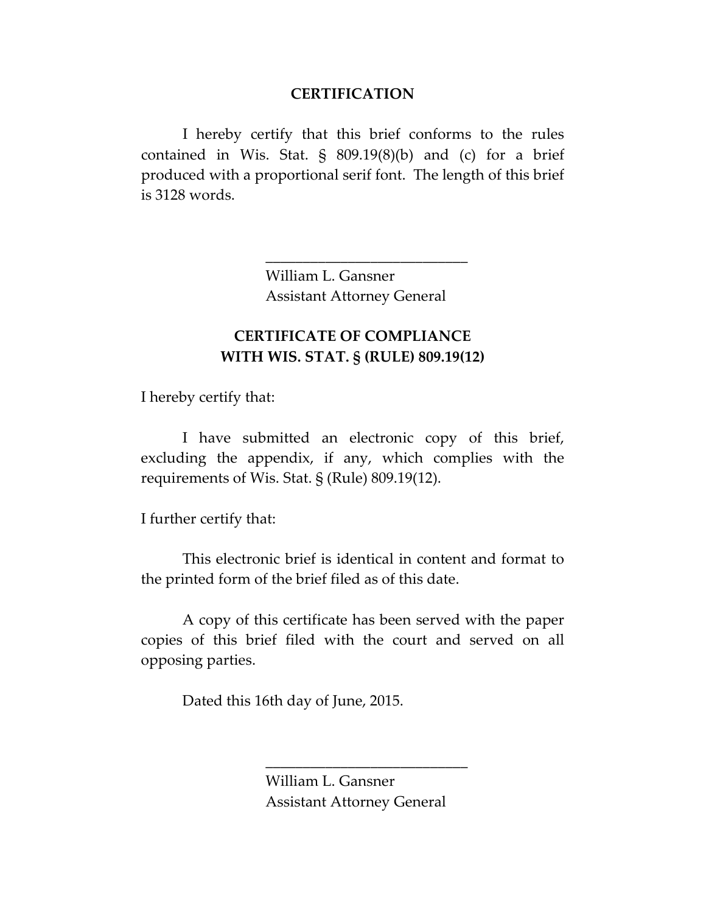## CERTIFICATION

I hereby certify that this brief conforms to the rules contained in Wis. Stat. § 809.19(8)(b) and (c) for a brief produced with a proportional serif font. The length of this brief is 3128 words.

\_\_\_\_\_\_\_\_\_\_\_\_\_\_\_\_\_\_\_\_\_\_\_\_\_\_\_\_

William L. Gansner
Assistant Attorney General

## CERTIFICATE OF COMPLIANCE WITH WIS. STAT. § (RULE) 809.19(12)

I hereby certify that:

I have submitted an electronic copy of this brief, excluding the appendix, if any, which complies with the requirements of Wis. Stat. § (Rule) 809.19(12).

I further certify that:

This electronic brief is identical in content and format to the printed form of the brief filed as of this date.

A copy of this certificate has been served with the paper copies of this brief filed with the court and served on all opposing parties.

Dated this 16th day of June, 2015.

\_\_\_\_\_\_\_\_\_\_\_\_\_\_\_\_\_\_\_\_\_\_\_\_\_\_\_\_

William L. Gansner
Assistant Attorney General